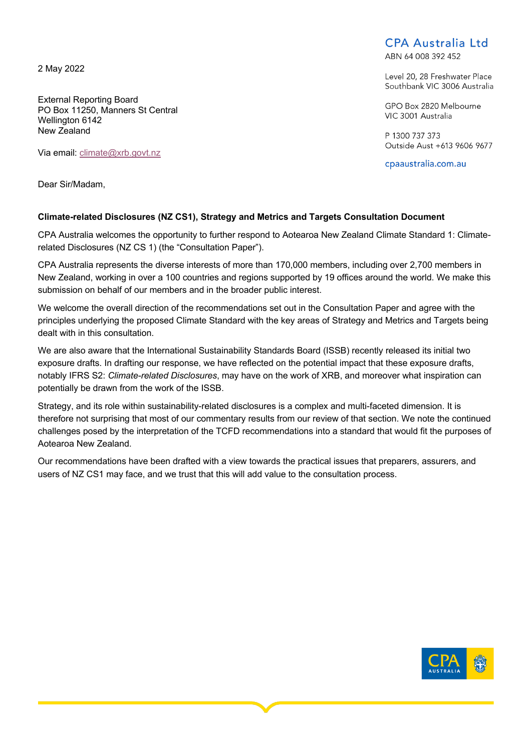CPA Australia Ltd
ABN 64 008 392 452

Level 20, 28 Freshwater Place
Southbank VIC 3006 Australia

GPO Box 2820 Melbourne
VIC 3001 Australia

P 1300 737 373
Outside Aust +613 9606 9677

cpaaustralia.com.au

2 May 2022

External Reporting Board
PO Box 11250, Manners St Central
Wellington 6142
New Zealand

Via email: climate@xrb.govt.nz

Dear Sir/Madam,

**Climate-related Disclosures (NZ CS1), Strategy and Metrics and Targets Consultation Document**

CPA Australia welcomes the opportunity to further respond to Aotearoa New Zealand Climate Standard 1: Climate-related Disclosures (NZ CS 1) (the "Consultation Paper").

CPA Australia represents the diverse interests of more than 170,000 members, including over 2,700 members in New Zealand, working in over a 100 countries and regions supported by 19 offices around the world. We make this submission on behalf of our members and in the broader public interest.

We welcome the overall direction of the recommendations set out in the Consultation Paper and agree with the principles underlying the proposed Climate Standard with the key areas of Strategy and Metrics and Targets being dealt with in this consultation.

We are also aware that the International Sustainability Standards Board (ISSB) recently released its initial two exposure drafts. In drafting our response, we have reflected on the potential impact that these exposure drafts, notably IFRS S2: *Climate-related Disclosures*, may have on the work of XRB, and moreover what inspiration can potentially be drawn from the work of the ISSB.

Strategy, and its role within sustainability-related disclosures is a complex and multi-faceted dimension. It is therefore not surprising that most of our commentary results from our review of that section. We note the continued challenges posed by the interpretation of the TCFD recommendations into a standard that would fit the purposes of Aotearoa New Zealand.

Our recommendations have been drafted with a view towards the practical issues that preparers, assurers, and users of NZ CS1 may face, and we trust that this will add value to the consultation process.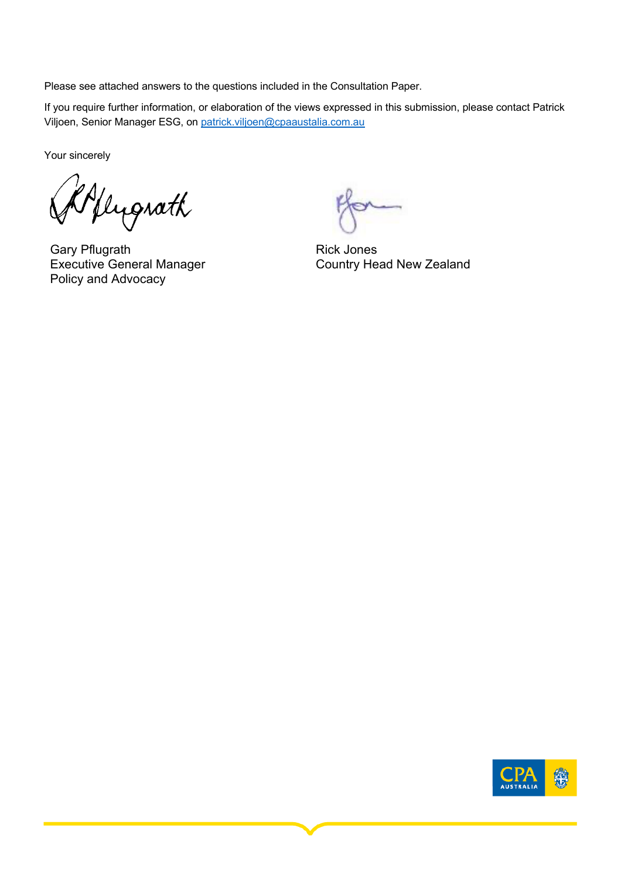Please see attached answers to the questions included in the Consultation Paper.

If you require further information, or elaboration of the views expressed in this submission, please contact Patrick Viljoen, Senior Manager ESG, on patrick.viljoen@cpaaustalia.com.au

Your sincerely

Gary Pflugrath
Executive General Manager
Policy and Advocacy

Rick Jones
Country Head New Zealand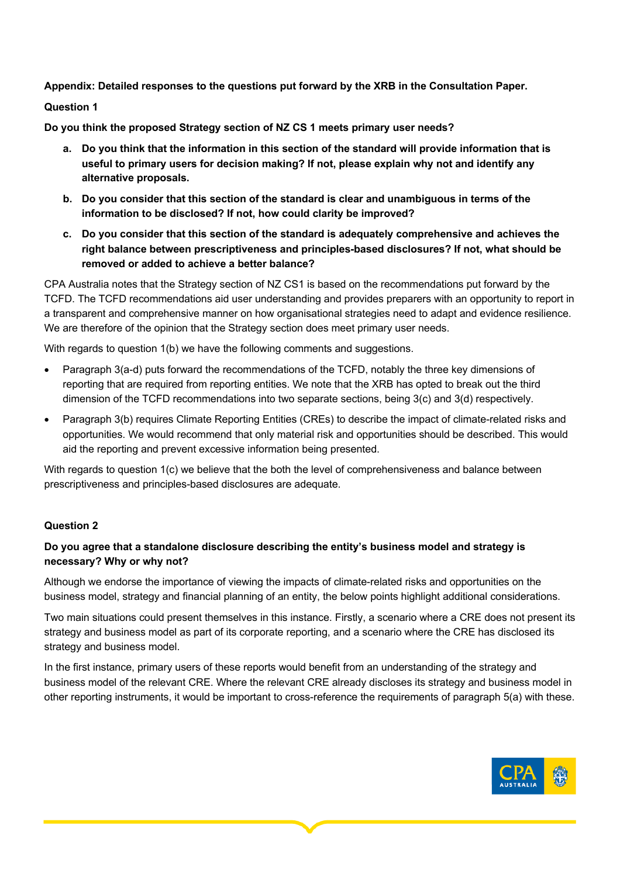**Appendix: Detailed responses to the questions put forward by the XRB in the Consultation Paper.**

**Question 1**

**Do you think the proposed Strategy section of NZ CS 1 meets primary user needs?**

a. **Do you think that the information in this section of the standard will provide information that is useful to primary users for decision making? If not, please explain why not and identify any alternative proposals.**

b. **Do you consider that this section of the standard is clear and unambiguous in terms of the information to be disclosed? If not, how could clarity be improved?**

c. **Do you consider that this section of the standard is adequately comprehensive and achieves the right balance between prescriptiveness and principles-based disclosures? If not, what should be removed or added to achieve a better balance?**

CPA Australia notes that the Strategy section of NZ CS1 is based on the recommendations put forward by the TCFD. The TCFD recommendations aid user understanding and provides preparers with an opportunity to report in a transparent and comprehensive manner on how organisational strategies need to adapt and evidence resilience. We are therefore of the opinion that the Strategy section does meet primary user needs.

With regards to question 1(b) we have the following comments and suggestions.

- Paragraph 3(a-d) puts forward the recommendations of the TCFD, notably the three key dimensions of reporting that are required from reporting entities. We note that the XRB has opted to break out the third dimension of the TCFD recommendations into two separate sections, being 3(c) and 3(d) respectively.
- Paragraph 3(b) requires Climate Reporting Entities (CREs) to describe the impact of climate-related risks and opportunities. We would recommend that only material risk and opportunities should be described. This would aid the reporting and prevent excessive information being presented.

With regards to question 1(c) we believe that the both the level of comprehensiveness and balance between prescriptiveness and principles-based disclosures are adequate.

**Question 2**

**Do you agree that a standalone disclosure describing the entity's business model and strategy is necessary? Why or why not?**

Although we endorse the importance of viewing the impacts of climate-related risks and opportunities on the business model, strategy and financial planning of an entity, the below points highlight additional considerations.

Two main situations could present themselves in this instance. Firstly, a scenario where a CRE does not present its strategy and business model as part of its corporate reporting, and a scenario where the CRE has disclosed its strategy and business model.

In the first instance, primary users of these reports would benefit from an understanding of the strategy and business model of the relevant CRE. Where the relevant CRE already discloses its strategy and business model in other reporting instruments, it would be important to cross-reference the requirements of paragraph 5(a) with these.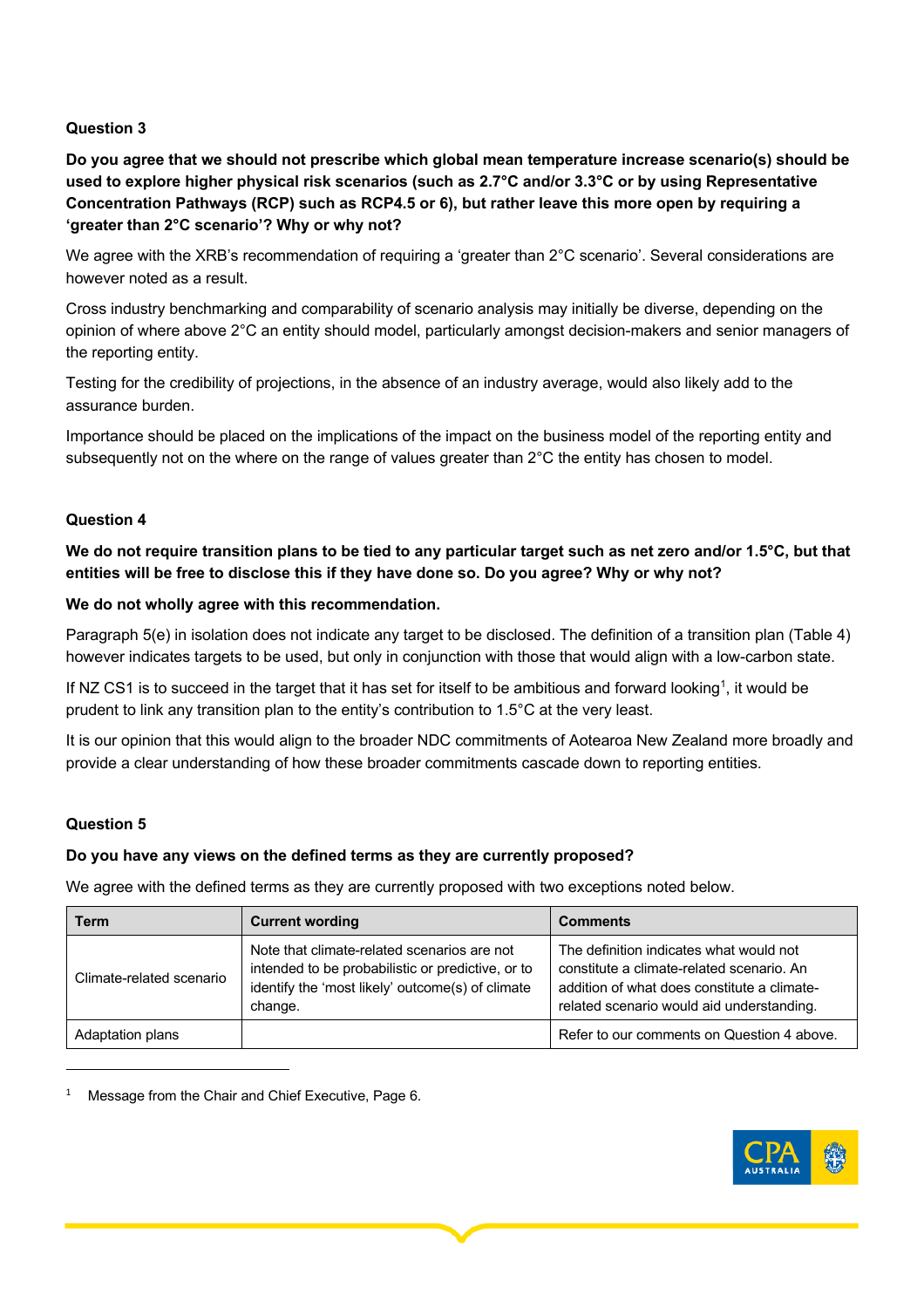**Question 3**

**Do you agree that we should not prescribe which global mean temperature increase scenario(s) should be used to explore higher physical risk scenarios (such as 2.7°C and/or 3.3°C or by using Representative Concentration Pathways (RCP) such as RCP4.5 or 6), but rather leave this more open by requiring a 'greater than 2°C scenario'? Why or why not?**

We agree with the XRB's recommendation of requiring a 'greater than 2°C scenario'. Several considerations are however noted as a result.

Cross industry benchmarking and comparability of scenario analysis may initially be diverse, depending on the opinion of where above 2°C an entity should model, particularly amongst decision-makers and senior managers of the reporting entity.

Testing for the credibility of projections, in the absence of an industry average, would also likely add to the assurance burden.

Importance should be placed on the implications of the impact on the business model of the reporting entity and subsequently not on the where on the range of values greater than 2°C the entity has chosen to model.

**Question 4**

**We do not require transition plans to be tied to any particular target such as net zero and/or 1.5°C, but that entities will be free to disclose this if they have done so. Do you agree? Why or why not?**

**We do not wholly agree with this recommendation.**

Paragraph 5(e) in isolation does not indicate any target to be disclosed. The definition of a transition plan (Table 4) however indicates targets to be used, but only in conjunction with those that would align with a low-carbon state.

If NZ CS1 is to succeed in the target that it has set for itself to be ambitious and forward looking[1], it would be prudent to link any transition plan to the entity's contribution to 1.5°C at the very least.

It is our opinion that this would align to the broader NDC commitments of Aotearoa New Zealand more broadly and provide a clear understanding of how these broader commitments cascade down to reporting entities.

**Question 5**

**Do you have any views on the defined terms as they are currently proposed?**

We agree with the defined terms as they are currently proposed with two exceptions noted below.

| Term | Current wording | Comments |
|---|---|---|
| Climate-related scenario | Note that climate-related scenarios are not intended to be probabilistic or predictive, or to identify the 'most likely' outcome(s) of climate change. | The definition indicates what would not constitute a climate-related scenario. An addition of what does constitute a climate-related scenario would aid understanding. |
| Adaptation plans | | Refer to our comments on Question 4 above. |

[1] Message from the Chair and Chief Executive, Page 6.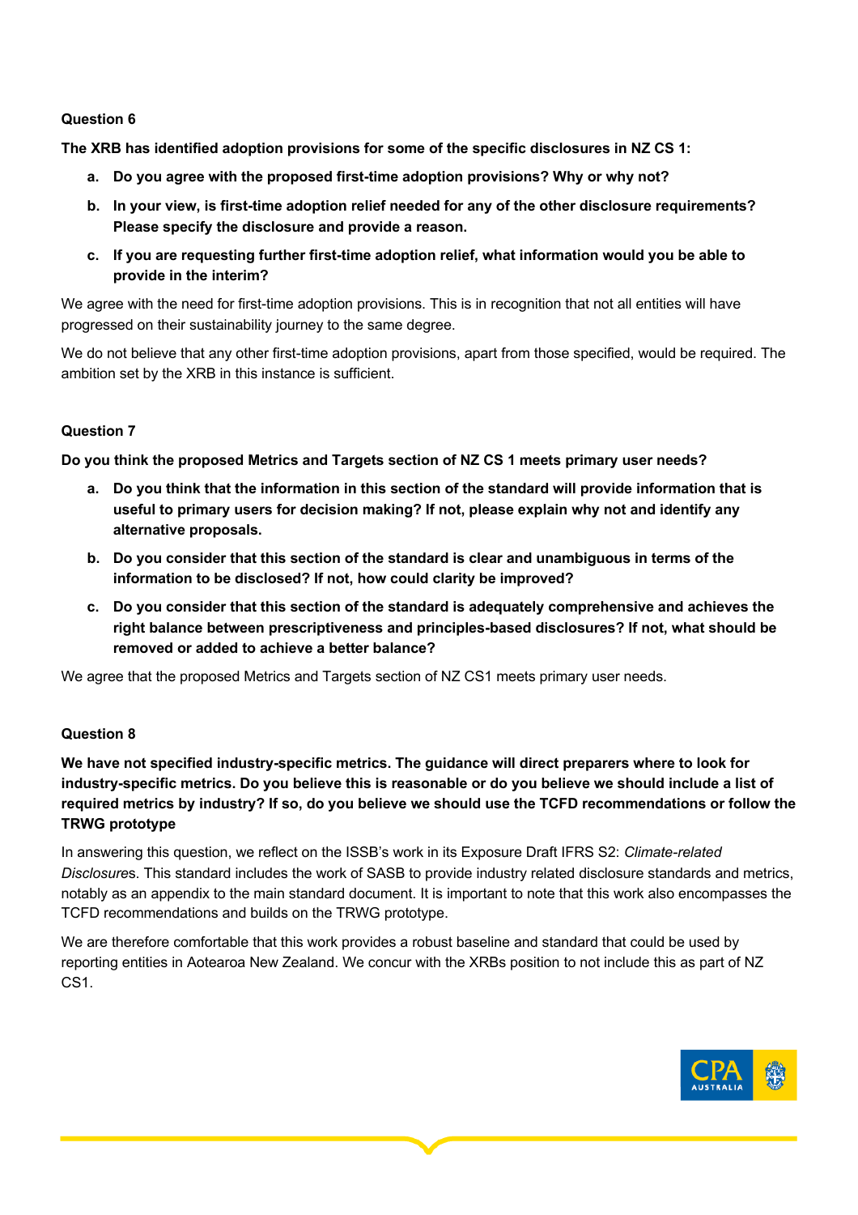**Question 6**

**The XRB has identified adoption provisions for some of the specific disclosures in NZ CS 1:**

a. **Do you agree with the proposed first-time adoption provisions? Why or why not?**

b. **In your view, is first-time adoption relief needed for any of the other disclosure requirements? Please specify the disclosure and provide a reason.**

c. **If you are requesting further first-time adoption relief, what information would you be able to provide in the interim?**

We agree with the need for first-time adoption provisions. This is in recognition that not all entities will have progressed on their sustainability journey to the same degree.

We do not believe that any other first-time adoption provisions, apart from those specified, would be required. The ambition set by the XRB in this instance is sufficient.

**Question 7**

**Do you think the proposed Metrics and Targets section of NZ CS 1 meets primary user needs?**

a. **Do you think that the information in this section of the standard will provide information that is useful to primary users for decision making? If not, please explain why not and identify any alternative proposals.**

b. **Do you consider that this section of the standard is clear and unambiguous in terms of the information to be disclosed? If not, how could clarity be improved?**

c. **Do you consider that this section of the standard is adequately comprehensive and achieves the right balance between prescriptiveness and principles-based disclosures? If not, what should be removed or added to achieve a better balance?**

We agree that the proposed Metrics and Targets section of NZ CS1 meets primary user needs.

**Question 8**

**We have not specified industry-specific metrics. The guidance will direct preparers where to look for industry-specific metrics. Do you believe this is reasonable or do you believe we should include a list of required metrics by industry? If so, do you believe we should use the TCFD recommendations or follow the TRWG prototype**

In answering this question, we reflect on the ISSB's work in its Exposure Draft IFRS S2: *Climate-related Disclosure*s. This standard includes the work of SASB to provide industry related disclosure standards and metrics, notably as an appendix to the main standard document. It is important to note that this work also encompasses the TCFD recommendations and builds on the TRWG prototype.

We are therefore comfortable that this work provides a robust baseline and standard that could be used by reporting entities in Aotearoa New Zealand. We concur with the XRBs position to not include this as part of NZ CS1.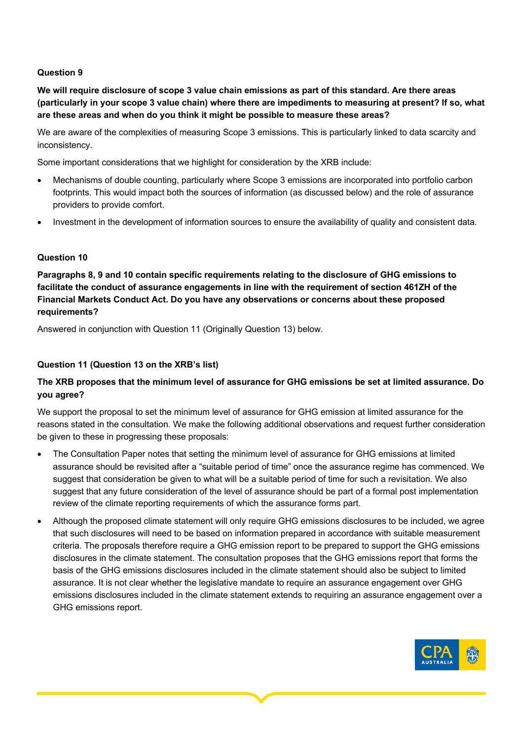### Question 9

**We will require disclosure of scope 3 value chain emissions as part of this standard. Are there areas (particularly in your scope 3 value chain) where there are impediments to measuring at present? If so, what are these areas and when do you think it might be possible to measure these areas?**

We are aware of the complexities of measuring Scope 3 emissions. This is particularly linked to data scarcity and inconsistency.

Some important considerations that we highlight for consideration by the XRB include:

- Mechanisms of double counting, particularly where Scope 3 emissions are incorporated into portfolio carbon footprints. This would impact both the sources of information (as discussed below) and the role of assurance providers to provide comfort.
- Investment in the development of information sources to ensure the availability of quality and consistent data.

### Question 10

**Paragraphs 8, 9 and 10 contain specific requirements relating to the disclosure of GHG emissions to facilitate the conduct of assurance engagements in line with the requirement of section 461ZH of the Financial Markets Conduct Act. Do you have any observations or concerns about these proposed requirements?**

Answered in conjunction with Question 11 (Originally Question 13) below.

### Question 11 (Question 13 on the XRB's list)

**The XRB proposes that the minimum level of assurance for GHG emissions be set at limited assurance. Do you agree?**

We support the proposal to set the minimum level of assurance for GHG emission at limited assurance for the reasons stated in the consultation. We make the following additional observations and request further consideration be given to these in progressing these proposals:

- The Consultation Paper notes that setting the minimum level of assurance for GHG emissions at limited assurance should be revisited after a "suitable period of time" once the assurance regime has commenced. We suggest that consideration be given to what will be a suitable period of time for such a revisitation. We also suggest that any future consideration of the level of assurance should be part of a formal post implementation review of the climate reporting requirements of which the assurance forms part.
- Although the proposed climate statement will only require GHG emissions disclosures to be included, we agree that such disclosures will need to be based on information prepared in accordance with suitable measurement criteria. The proposals therefore require a GHG emission report to be prepared to support the GHG emissions disclosures in the climate statement. The consultation proposes that the GHG emissions report that forms the basis of the GHG emissions disclosures included in the climate statement should also be subject to limited assurance. It is not clear whether the legislative mandate to require an assurance engagement over GHG emissions disclosures included in the climate statement extends to requiring an assurance engagement over a GHG emissions report.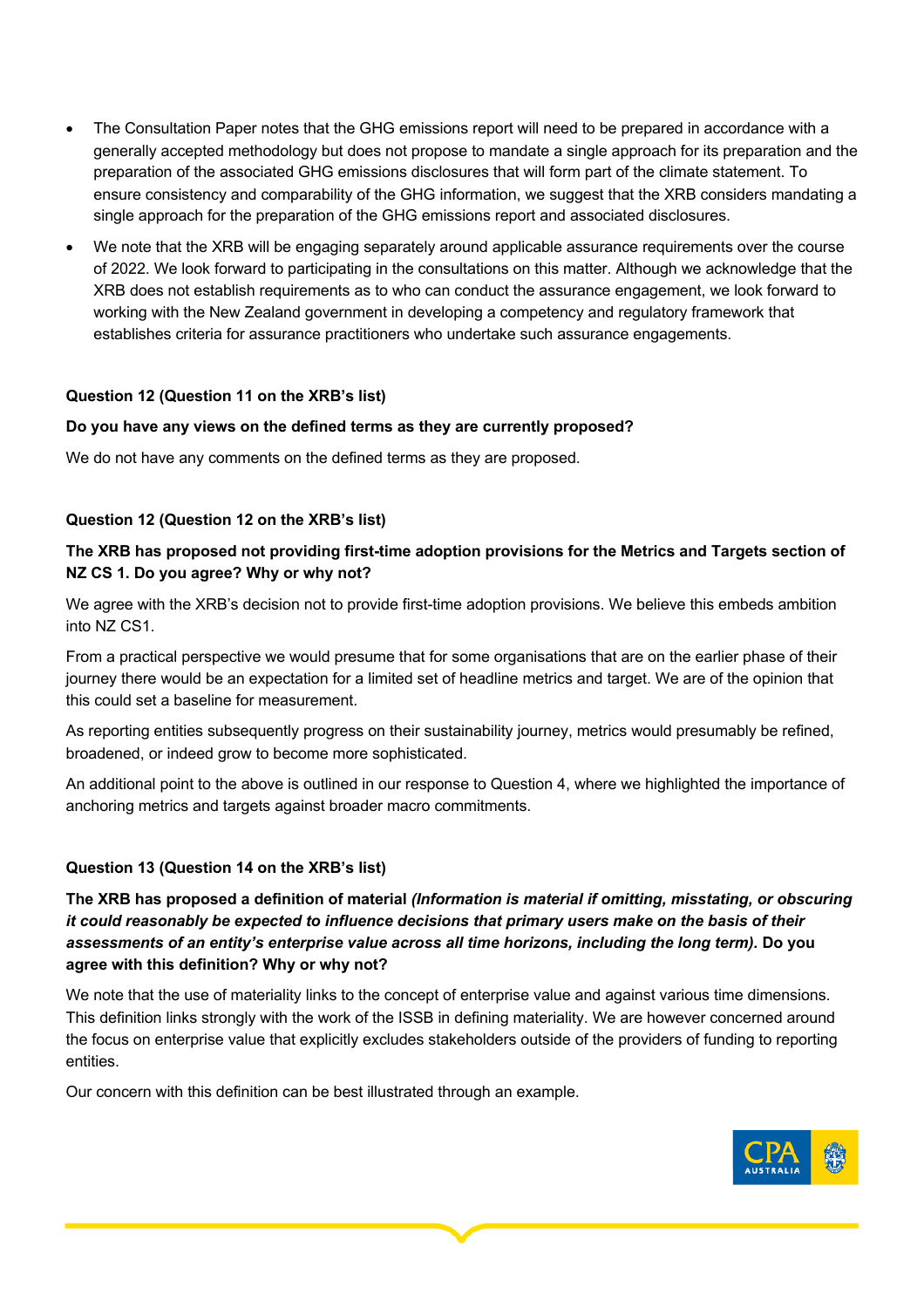- The Consultation Paper notes that the GHG emissions report will need to be prepared in accordance with a generally accepted methodology but does not propose to mandate a single approach for its preparation and the preparation of the associated GHG emissions disclosures that will form part of the climate statement. To ensure consistency and comparability of the GHG information, we suggest that the XRB considers mandating a single approach for the preparation of the GHG emissions report and associated disclosures.
- We note that the XRB will be engaging separately around applicable assurance requirements over the course of 2022. We look forward to participating in the consultations on this matter. Although we acknowledge that the XRB does not establish requirements as to who can conduct the assurance engagement, we look forward to working with the New Zealand government in developing a competency and regulatory framework that establishes criteria for assurance practitioners who undertake such assurance engagements.

**Question 12 (Question 11 on the XRB's list)**

**Do you have any views on the defined terms as they are currently proposed?**

We do not have any comments on the defined terms as they are proposed.

**Question 12 (Question 12 on the XRB's list)**

**The XRB has proposed not providing first-time adoption provisions for the Metrics and Targets section of NZ CS 1. Do you agree? Why or why not?**

We agree with the XRB's decision not to provide first-time adoption provisions. We believe this embeds ambition into NZ CS1.

From a practical perspective we would presume that for some organisations that are on the earlier phase of their journey there would be an expectation for a limited set of headline metrics and target. We are of the opinion that this could set a baseline for measurement.

As reporting entities subsequently progress on their sustainability journey, metrics would presumably be refined, broadened, or indeed grow to become more sophisticated.

An additional point to the above is outlined in our response to Question 4, where we highlighted the importance of anchoring metrics and targets against broader macro commitments.

**Question 13 (Question 14 on the XRB's list)**

**The XRB has proposed a definition of material *(Information is material if omitting, misstating, or obscuring it could reasonably be expected to influence decisions that primary users make on the basis of their assessments of an entity's enterprise value across all time horizons, including the long term).* Do you agree with this definition? Why or why not?**

We note that the use of materiality links to the concept of enterprise value and against various time dimensions. This definition links strongly with the work of the ISSB in defining materiality. We are however concerned around the focus on enterprise value that explicitly excludes stakeholders outside of the providers of funding to reporting entities.

Our concern with this definition can be best illustrated through an example.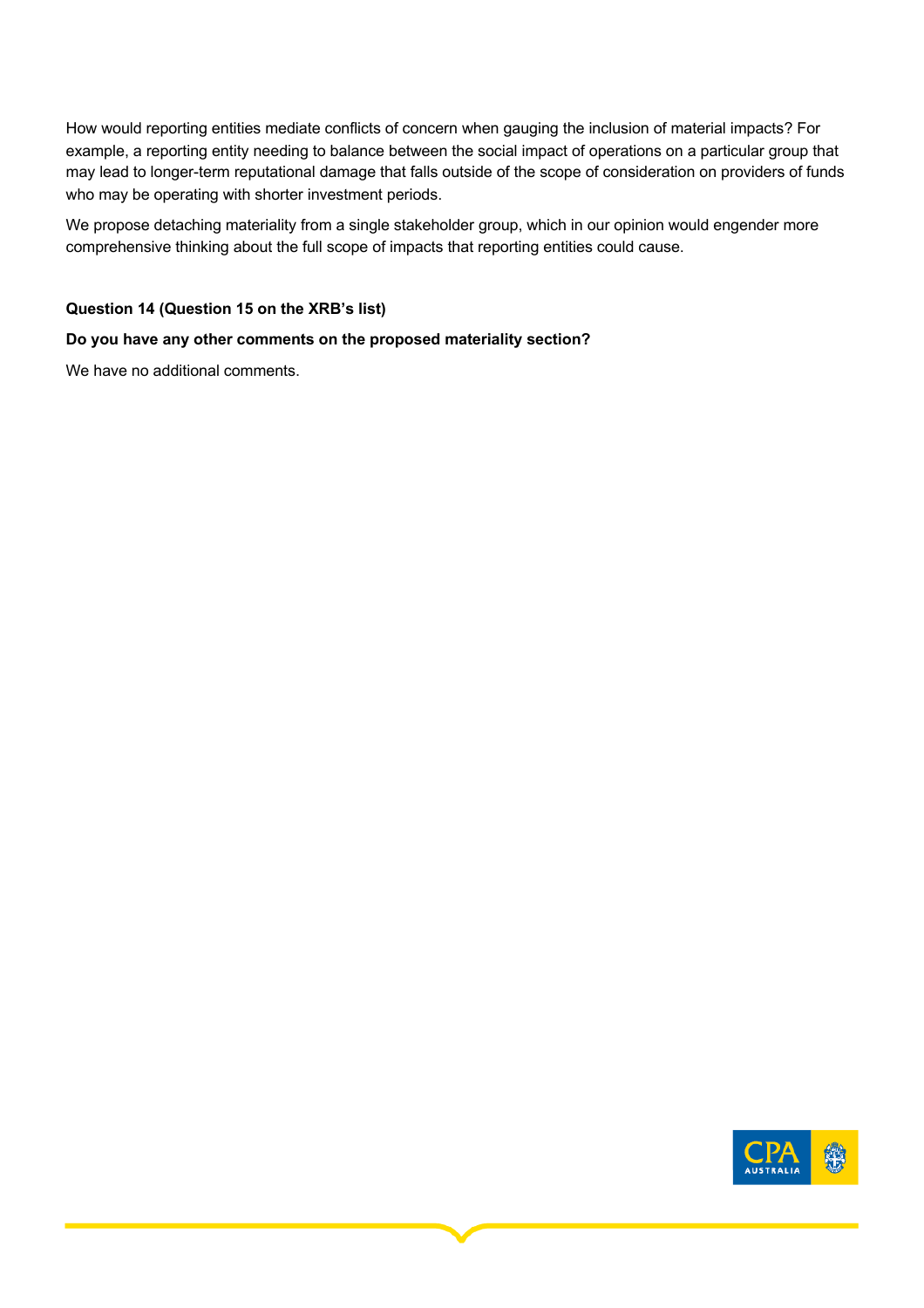How would reporting entities mediate conflicts of concern when gauging the inclusion of material impacts? For example, a reporting entity needing to balance between the social impact of operations on a particular group that may lead to longer-term reputational damage that falls outside of the scope of consideration on providers of funds who may be operating with shorter investment periods.

We propose detaching materiality from a single stakeholder group, which in our opinion would engender more comprehensive thinking about the full scope of impacts that reporting entities could cause.

**Question 14 (Question 15 on the XRB's list)**

**Do you have any other comments on the proposed materiality section?**

We have no additional comments.